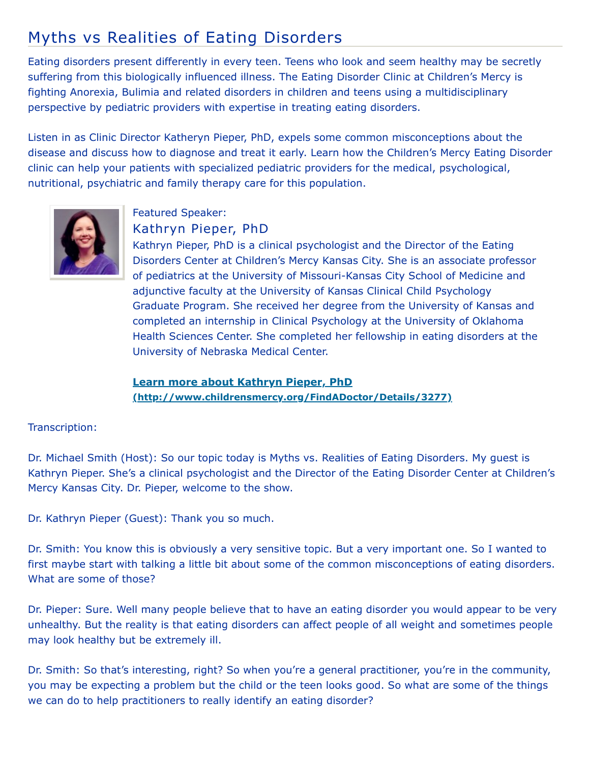# Myths vs Realities of Eating Disorders

Eating disorders present differently in every teen. Teens who look and seem healthy may be secretly suffering from this biologically influenced illness. The Eating Disorder Clinic at Children's Mercy is fighting Anorexia, Bulimia and related disorders in children and teens using a multidisciplinary perspective by pediatric providers with expertise in treating eating disorders.

Listen in as Clinic Director Katheryn Pieper, PhD, expels some common misconceptions about the disease and discuss how to diagnose and treat it early. Learn how the Children's Mercy Eating Disorder clinic can help your patients with specialized pediatric providers for the medical, psychological, nutritional, psychiatric and family therapy care for this population.

Featured Speaker:

## Kathryn Pieper, PhD

Kathryn Pieper, PhD is a clinical psychologist and the Director of the Eating Disorders Center at Children's Mercy Kansas City. She is an associate professor of pediatrics at the University of Missouri-Kansas City School of Medicine and adjunctive faculty at the University of Kansas Clinical Child Psychology Graduate Program. She received her degree from the University of Kansas and completed an internship in Clinical Psychology at the University of Oklahoma Health Sciences Center. She completed her fellowship in eating disorders at the University of Nebraska Medical Center.

**Learn more about Kathryn Pieper, PhD (http://www.childrensmercy.org/FindADoctor/Details/3277)**

Transcription:

Dr. Michael Smith (Host): So our topic today is Myths vs. Realities of Eating Disorders. My guest is Kathryn Pieper. She's a clinical psychologist and the Director of the Eating Disorder Center at Children's Mercy Kansas City. Dr. Pieper, welcome to the show.

Dr. Kathryn Pieper (Guest): Thank you so much.

Dr. Smith: You know this is obviously a very sensitive topic. But a very important one. So I wanted to first maybe start with talking a little bit about some of the common misconceptions of eating disorders. What are some of those?

Dr. Pieper: Sure. Well many people believe that to have an eating disorder you would appear to be very unhealthy. But the reality is that eating disorders can affect people of all weight and sometimes people may look healthy but be extremely ill.

Dr. Smith: So that's interesting, right? So when you're a general practitioner, you're in the community, you may be expecting a problem but the child or the teen looks good. So what are some of the things we can do to help practitioners to really identify an eating disorder?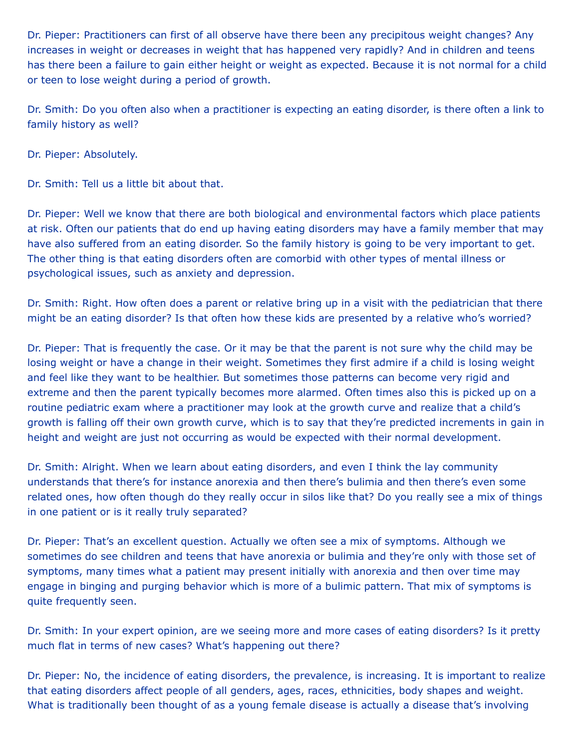Dr. Pieper: Practitioners can first of all observe have there been any precipitous weight changes? Any increases in weight or decreases in weight that has happened very rapidly? And in children and teens has there been a failure to gain either height or weight as expected. Because it is not normal for a child or teen to lose weight during a period of growth.

Dr. Smith: Do you often also when a practitioner is expecting an eating disorder, is there often a link to family history as well?

Dr. Pieper: Absolutely.

Dr. Smith: Tell us a little bit about that.

Dr. Pieper: Well we know that there are both biological and environmental factors which place patients at risk. Often our patients that do end up having eating disorders may have a family member that may have also suffered from an eating disorder. So the family history is going to be very important to get. The other thing is that eating disorders often are comorbid with other types of mental illness or psychological issues, such as anxiety and depression.

Dr. Smith: Right. How often does a parent or relative bring up in a visit with the pediatrician that there might be an eating disorder? Is that often how these kids are presented by a relative who's worried?

Dr. Pieper: That is frequently the case. Or it may be that the parent is not sure why the child may be losing weight or have a change in their weight. Sometimes they first admire if a child is losing weight and feel like they want to be healthier. But sometimes those patterns can become very rigid and extreme and then the parent typically becomes more alarmed. Often times also this is picked up on a routine pediatric exam where a practitioner may look at the growth curve and realize that a child's growth is falling off their own growth curve, which is to say that they're predicted increments in gain in height and weight are just not occurring as would be expected with their normal development.

Dr. Smith: Alright. When we learn about eating disorders, and even I think the lay community understands that there's for instance anorexia and then there's bulimia and then there's even some related ones, how often though do they really occur in silos like that? Do you really see a mix of things in one patient or is it really truly separated?

Dr. Pieper: That's an excellent question. Actually we often see a mix of symptoms. Although we sometimes do see children and teens that have anorexia or bulimia and they're only with those set of symptoms, many times what a patient may present initially with anorexia and then over time may engage in binging and purging behavior which is more of a bulimic pattern. That mix of symptoms is quite frequently seen.

Dr. Smith: In your expert opinion, are we seeing more and more cases of eating disorders? Is it pretty much flat in terms of new cases? What's happening out there?

Dr. Pieper: No, the incidence of eating disorders, the prevalence, is increasing. It is important to realize that eating disorders affect people of all genders, ages, races, ethnicities, body shapes and weight. What is traditionally been thought of as a young female disease is actually a disease that's involving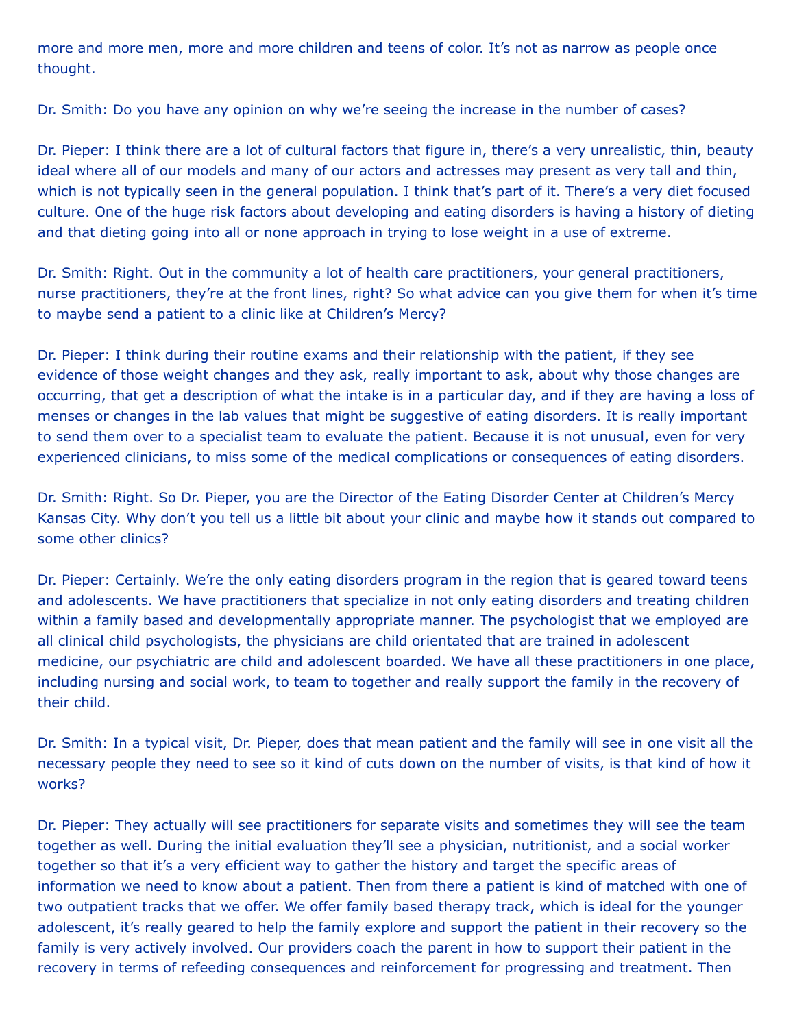more and more men, more and more children and teens of color. It's not as narrow as people once thought.

Dr. Smith: Do you have any opinion on why we're seeing the increase in the number of cases?

Dr. Pieper: I think there are a lot of cultural factors that figure in, there's a very unrealistic, thin, beauty ideal where all of our models and many of our actors and actresses may present as very tall and thin, which is not typically seen in the general population. I think that's part of it. There's a very diet focused culture. One of the huge risk factors about developing and eating disorders is having a history of dieting and that dieting going into all or none approach in trying to lose weight in a use of extreme.

Dr. Smith: Right. Out in the community a lot of health care practitioners, your general practitioners, nurse practitioners, they're at the front lines, right? So what advice can you give them for when it's time to maybe send a patient to a clinic like at Children's Mercy?

Dr. Pieper: I think during their routine exams and their relationship with the patient, if they see evidence of those weight changes and they ask, really important to ask, about why those changes are occurring, that get a description of what the intake is in a particular day, and if they are having a loss of menses or changes in the lab values that might be suggestive of eating disorders. It is really important to send them over to a specialist team to evaluate the patient. Because it is not unusual, even for very experienced clinicians, to miss some of the medical complications or consequences of eating disorders.

Dr. Smith: Right. So Dr. Pieper, you are the Director of the Eating Disorder Center at Children's Mercy Kansas City. Why don't you tell us a little bit about your clinic and maybe how it stands out compared to some other clinics?

Dr. Pieper: Certainly. We're the only eating disorders program in the region that is geared toward teens and adolescents. We have practitioners that specialize in not only eating disorders and treating children within a family based and developmentally appropriate manner. The psychologist that we employed are all clinical child psychologists, the physicians are child orientated that are trained in adolescent medicine, our psychiatric are child and adolescent boarded. We have all these practitioners in one place, including nursing and social work, to team to together and really support the family in the recovery of their child.

Dr. Smith: In a typical visit, Dr. Pieper, does that mean patient and the family will see in one visit all the necessary people they need to see so it kind of cuts down on the number of visits, is that kind of how it works?

Dr. Pieper: They actually will see practitioners for separate visits and sometimes they will see the team together as well. During the initial evaluation they'll see a physician, nutritionist, and a social worker together so that it's a very efficient way to gather the history and target the specific areas of information we need to know about a patient. Then from there a patient is kind of matched with one of two outpatient tracks that we offer. We offer family based therapy track, which is ideal for the younger adolescent, it's really geared to help the family explore and support the patient in their recovery so the family is very actively involved. Our providers coach the parent in how to support their patient in the recovery in terms of refeeding consequences and reinforcement for progressing and treatment. Then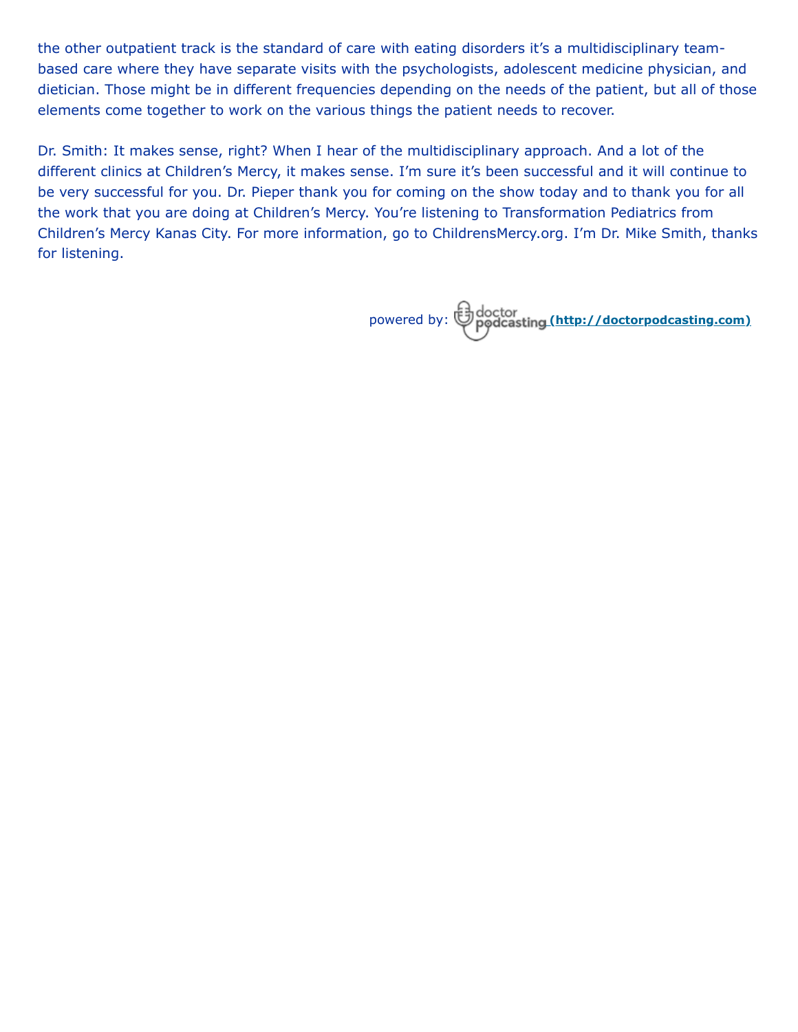the other outpatient track is the standard of care with eating disorders it's a multidisciplinary team-based care where they have separate visits with the psychologists, adolescent medicine physician, and dietician. Those might be in different frequencies depending on the needs of the patient, but all of those elements come together to work on the various things the patient needs to recover.

Dr. Smith: It makes sense, right? When I hear of the multidisciplinary approach. And a lot of the different clinics at Children's Mercy, it makes sense. I'm sure it's been successful and it will continue to be very successful for you. Dr. Pieper thank you for coming on the show today and to thank you for all the work that you are doing at Children's Mercy. You're listening to Transformation Pediatrics from Children's Mercy Kanas City. For more information, go to ChildrensMercy.org. I'm Dr. Mike Smith, thanks for listening.

powered by: doctor podcasting (http://doctorpodcasting.com)